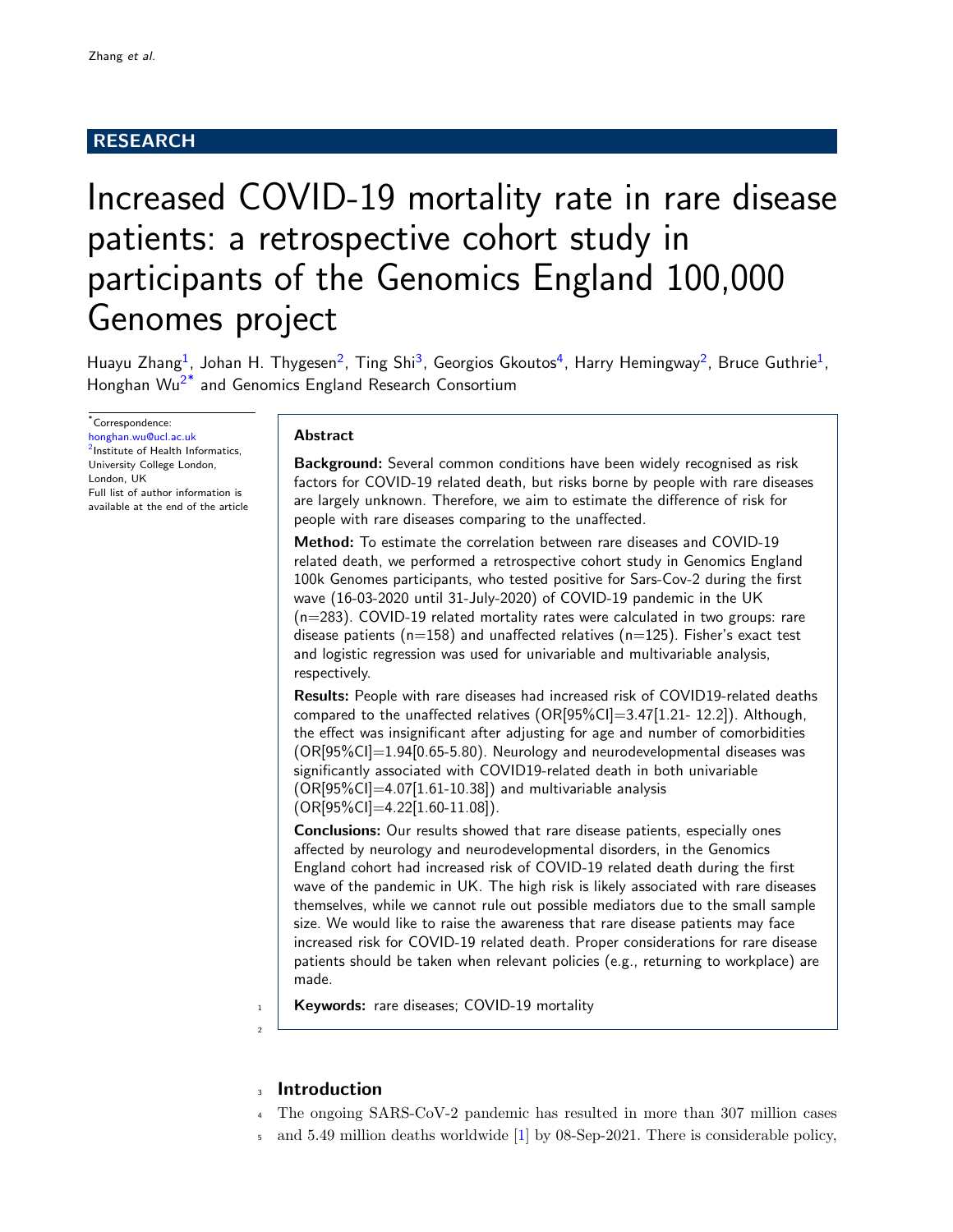RESEARCH

# Increased COVID-19 mortality rate in rare disease patients: a retrospective cohort study in participants of the Genomics England 100,000 Genomes project

Huayu Zhang[1], Johan H. Thygesen[2], Ting Shi[3], Georgios Gkoutos[4], Harry Hemingway[2], Bruce Guthrie[1], Honghan Wu[2*] and Genomics England Research Consortium

*Correspondence: honghan.wu@ucl.ac.uk
[2]Institute of Health Informatics, University College London, London, UK
Full list of author information is available at the end of the article

## Abstract

**Background:** Several common conditions have been widely recognised as risk factors for COVID-19 related death, but risks borne by people with rare diseases are largely unknown. Therefore, we aim to estimate the difference of risk for people with rare diseases comparing to the unaffected.

**Method:** To estimate the correlation between rare diseases and COVID-19 related death, we performed a retrospective cohort study in Genomics England 100k Genomes participants, who tested positive for Sars-Cov-2 during the first wave (16-03-2020 until 31-July-2020) of COVID-19 pandemic in the UK (n=283). COVID-19 related mortality rates were calculated in two groups: rare disease patients (n=158) and unaffected relatives (n=125). Fisher's exact test and logistic regression was used for univariable and multivariable analysis, respectively.

**Results:** People with rare diseases had increased risk of COVID19-related deaths compared to the unaffected relatives (OR[95%CI]=3.47[1.21- 12.2]). Although, the effect was insignificant after adjusting for age and number of comorbidities (OR[95%CI]=1.94[0.65-5.80). Neurology and neurodevelopmental diseases was significantly associated with COVID19-related death in both univariable (OR[95%CI]=4.07[1.61-10.38]) and multivariable analysis (OR[95%CI]=4.22[1.60-11.08]).

**Conclusions:** Our results showed that rare disease patients, especially ones affected by neurology and neurodevelopmental disorders, in the Genomics England cohort had increased risk of COVID-19 related death during the first wave of the pandemic in UK. The high risk is likely associated with rare diseases themselves, while we cannot rule out possible mediators due to the small sample size. We would like to raise the awareness that rare disease patients may face increased risk for COVID-19 related death. Proper considerations for rare disease patients should be taken when relevant policies (e.g., returning to workplace) are made.

**Keywords:** rare diseases; COVID-19 mortality

## Introduction

The ongoing SARS-CoV-2 pandemic has resulted in more than 307 million cases and 5.49 million deaths worldwide [1] by 08-Sep-2021. There is considerable policy,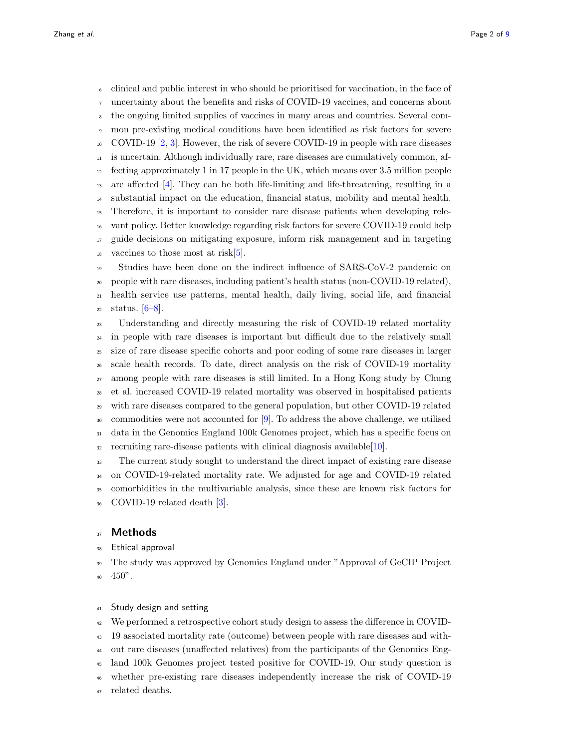clinical and public interest in who should be prioritised for vaccination, in the face of uncertainty about the benefits and risks of COVID-19 vaccines, and concerns about the ongoing limited supplies of vaccines in many areas and countries. Several common pre-existing medical conditions have been identified as risk factors for severe COVID-19 [2, 3]. However, the risk of severe COVID-19 in people with rare diseases is uncertain. Although individually rare, rare diseases are cumulatively common, affecting approximately 1 in 17 people in the UK, which means over 3.5 million people are affected [4]. They can be both life-limiting and life-threatening, resulting in a substantial impact on the education, financial status, mobility and mental health. Therefore, it is important to consider rare disease patients when developing relevant policy. Better knowledge regarding risk factors for severe COVID-19 could help guide decisions on mitigating exposure, inform risk management and in targeting vaccines to those most at risk[5].

Studies have been done on the indirect influence of SARS-CoV-2 pandemic on people with rare diseases, including patient's health status (non-COVID-19 related), health service use patterns, mental health, daily living, social life, and financial status. [6–8].

Understanding and directly measuring the risk of COVID-19 related mortality in people with rare diseases is important but difficult due to the relatively small size of rare disease specific cohorts and poor coding of some rare diseases in larger scale health records. To date, direct analysis on the risk of COVID-19 mortality among people with rare diseases is still limited. In a Hong Kong study by Chung et al. increased COVID-19 related mortality was observed in hospitalised patients with rare diseases compared to the general population, but other COVID-19 related commodities were not accounted for [9]. To address the above challenge, we utilised data in the Genomics England 100k Genomes project, which has a specific focus on recruiting rare-disease patients with clinical diagnosis available[10].

The current study sought to understand the direct impact of existing rare disease on COVID-19-related mortality rate. We adjusted for age and COVID-19 related comorbidities in the multivariable analysis, since these are known risk factors for COVID-19 related death [3].

## Methods

### Ethical approval

The study was approved by Genomics England under "Approval of GeCIP Project 450".

### Study design and setting

We performed a retrospective cohort study design to assess the difference in COVID-19 associated mortality rate (outcome) between people with rare diseases and without rare diseases (unaffected relatives) from the participants of the Genomics England 100k Genomes project tested positive for COVID-19. Our study question is whether pre-existing rare diseases independently increase the risk of COVID-19 related deaths.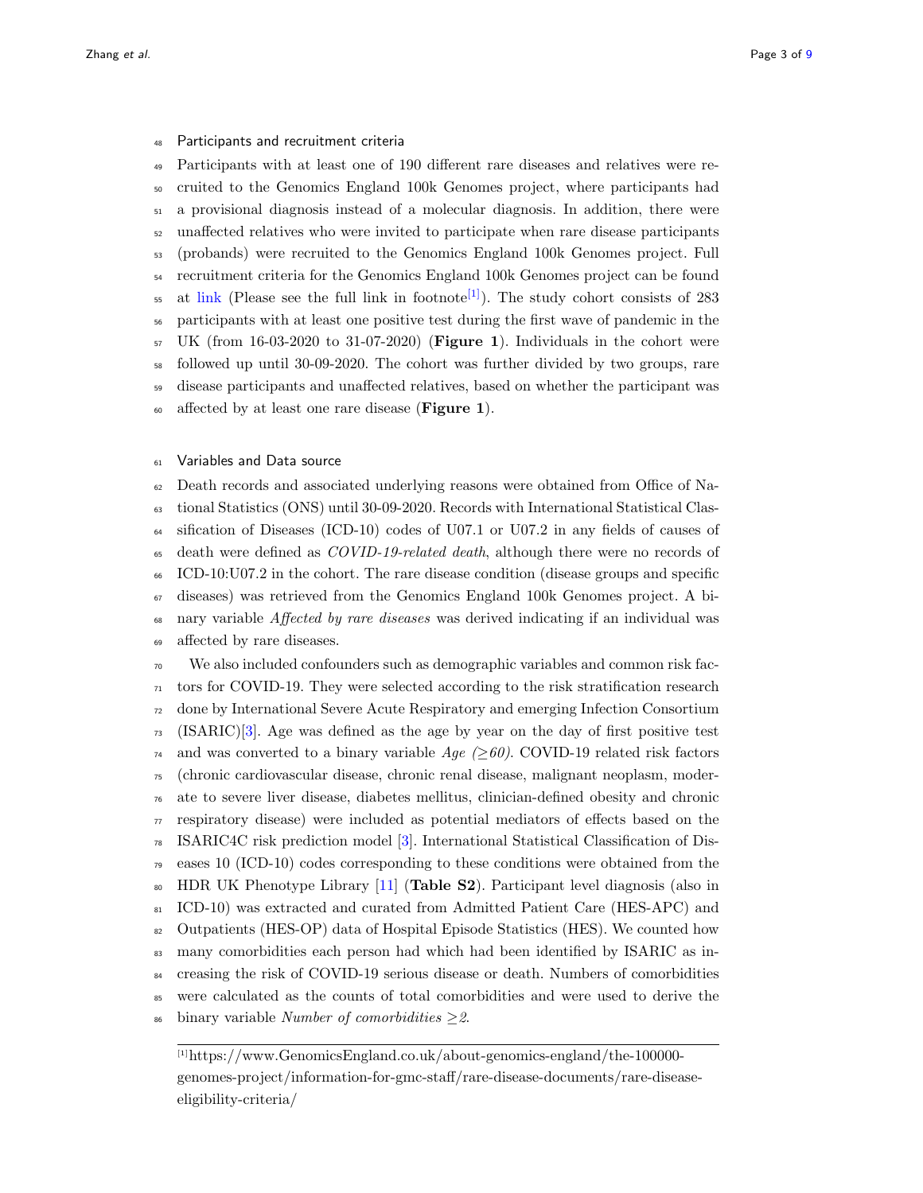### Participants and recruitment criteria

Participants with at least one of 190 different rare diseases and relatives were recruited to the Genomics England 100k Genomes project, where participants had a provisional diagnosis instead of a molecular diagnosis. In addition, there were unaffected relatives who were invited to participate when rare disease participants (probands) were recruited to the Genomics England 100k Genomes project. Full recruitment criteria for the Genomics England 100k Genomes project can be found at link (Please see the full link in footnote[1]). The study cohort consists of 283 participants with at least one positive test during the first wave of pandemic in the UK (from 16-03-2020 to 31-07-2020) (**Figure 1**). Individuals in the cohort were followed up until 30-09-2020. The cohort was further divided by two groups, rare disease participants and unaffected relatives, based on whether the participant was affected by at least one rare disease (**Figure 1**).

### Variables and Data source

Death records and associated underlying reasons were obtained from Office of National Statistics (ONS) until 30-09-2020. Records with International Statistical Classification of Diseases (ICD-10) codes of U07.1 or U07.2 in any fields of causes of death were defined as *COVID-19-related death*, although there were no records of ICD-10:U07.2 in the cohort. The rare disease condition (disease groups and specific diseases) was retrieved from the Genomics England 100k Genomes project. A binary variable *Affected by rare diseases* was derived indicating if an individual was affected by rare diseases.

We also included confounders such as demographic variables and common risk factors for COVID-19. They were selected according to the risk stratification research done by International Severe Acute Respiratory and emerging Infection Consortium (ISARIC)[3]. Age was defined as the age by year on the day of first positive test and was converted to a binary variable *Age ($\geq$60)*. COVID-19 related risk factors (chronic cardiovascular disease, chronic renal disease, malignant neoplasm, moderate to severe liver disease, diabetes mellitus, clinician-defined obesity and chronic respiratory disease) were included as potential mediators of effects based on the ISARIC4C risk prediction model [3]. International Statistical Classification of Diseases 10 (ICD-10) codes corresponding to these conditions were obtained from the HDR UK Phenotype Library [11] (**Table S2**). Participant level diagnosis (also in ICD-10) was extracted and curated from Admitted Patient Care (HES-APC) and Outpatients (HES-OP) data of Hospital Episode Statistics (HES). We counted how many comorbidities each person had which had been identified by ISARIC as increasing the risk of COVID-19 serious disease or death. Numbers of comorbidities were calculated as the counts of total comorbidities and were used to derive the binary variable *Number of comorbidities $\geq$2*.

[1]https://www.GenomicsEngland.co.uk/about-genomics-england/the-100000-genomes-project/information-for-gmc-staff/rare-disease-documents/rare-disease-eligibility-criteria/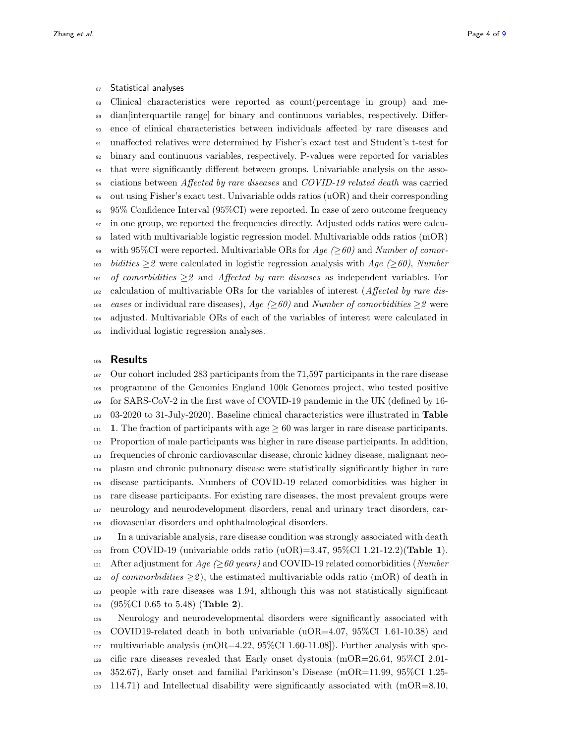### Statistical analyses

Clinical characteristics were reported as count(percentage in group) and median[interquartile range] for binary and continuous variables, respectively. Difference of clinical characteristics between individuals affected by rare diseases and unaffected relatives were determined by Fisher's exact test and Student's t-test for binary and continuous variables, respectively. P-values were reported for variables that were significantly different between groups. Univariable analysis on the associations between *Affected by rare diseases* and *COVID-19 related death* was carried out using Fisher's exact test. Univariable odds ratios (uOR) and their corresponding 95% Confidence Interval (95%CI) were reported. In case of zero outcome frequency in one group, we reported the frequencies directly. Adjusted odds ratios were calculated with multivariable logistic regression model. Multivariable odds ratios (mOR) with 95%CI were reported. Multivariable ORs for *Age ($\geq$60)* and *Number of comorbidities $\geq$2* were calculated in logistic regression analysis with *Age ($\geq$60)*, *Number of comorbidities $\geq$2* and *Affected by rare diseases* as independent variables. For calculation of multivariable ORs for the variables of interest (*Affected by rare diseases* or individual rare diseases), *Age ($\geq$60)* and *Number of comorbidities $\geq$2* were adjusted. Multivariable ORs of each of the variables of interest were calculated in individual logistic regression analyses.

## Results

Our cohort included 283 participants from the 71,597 participants in the rare disease programme of the Genomics England 100k Genomes project, who tested positive for SARS-CoV-2 in the first wave of COVID-19 pandemic in the UK (defined by 16-03-2020 to 31-July-2020). Baseline clinical characteristics were illustrated in **Table 1**. The fraction of participants with age $\geq$ 60 was larger in rare disease participants. Proportion of male participants was higher in rare disease participants. In addition, frequencies of chronic cardiovascular disease, chronic kidney disease, malignant neoplasm and chronic pulmonary disease were statistically significantly higher in rare disease participants. Numbers of COVID-19 related comorbidities was higher in rare disease participants. For existing rare diseases, the most prevalent groups were neurology and neurodevelopment disorders, renal and urinary tract disorders, cardiovascular disorders and ophthalmological disorders.

In a univariable analysis, rare disease condition was strongly associated with death from COVID-19 (univariable odds ratio (uOR)=3.47, 95%CI 1.21-12.2)(**Table 1**). After adjustment for *Age ($\geq$60 years)* and COVID-19 related comorbidities (*Number of commorbidities $\geq$2*), the estimated multivariable odds ratio (mOR) of death in people with rare diseases was 1.94, although this was not statistically significant (95%CI 0.65 to 5.48) (**Table 2**).

Neurology and neurodevelopmental disorders were significantly associated with COVID19-related death in both univariable (uOR=4.07, 95%CI 1.61-10.38) and multivariable analysis (mOR=4.22, 95%CI 1.60-11.08]). Further analysis with specific rare diseases revealed that Early onset dystonia (mOR=26.64, 95%CI 2.01-352.67), Early onset and familial Parkinson's Disease (mOR=11.99, 95%CI 1.25-114.71) and Intellectual disability were significantly associated with (mOR=8.10,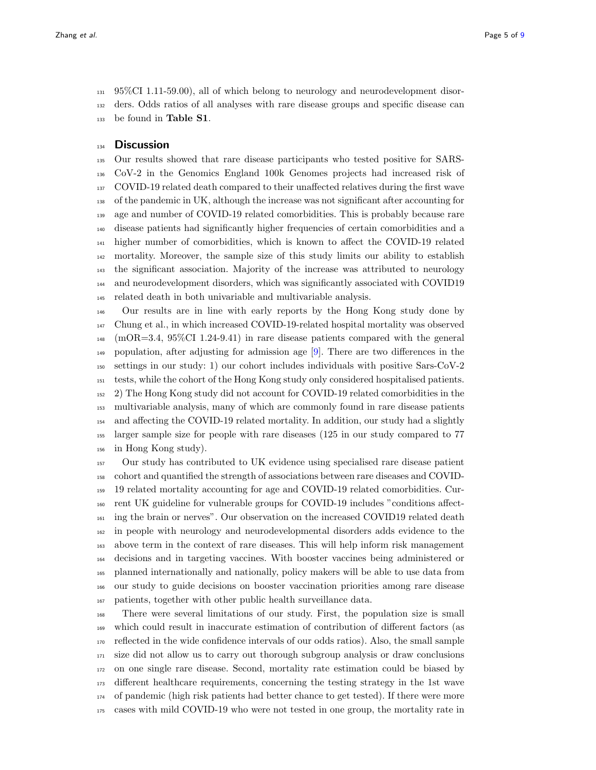95%CI 1.11-59.00), all of which belong to neurology and neurodevelopment disorders. Odds ratios of all analyses with rare disease groups and specific disease can be found in **Table S1**.

## Discussion

Our results showed that rare disease participants who tested positive for SARS-CoV-2 in the Genomics England 100k Genomes projects had increased risk of COVID-19 related death compared to their unaffected relatives during the first wave of the pandemic in UK, although the increase was not significant after accounting for age and number of COVID-19 related comorbidities. This is probably because rare disease patients had significantly higher frequencies of certain comorbidities and a higher number of comorbidities, which is known to affect the COVID-19 related mortality. Moreover, the sample size of this study limits our ability to establish the significant association. Majority of the increase was attributed to neurology and neurodevelopment disorders, which was significantly associated with COVID19 related death in both univariable and multivariable analysis.

Our results are in line with early reports by the Hong Kong study done by Chung et al., in which increased COVID-19-related hospital mortality was observed (mOR=3.4, 95%CI 1.24-9.41) in rare disease patients compared with the general population, after adjusting for admission age [9]. There are two differences in the settings in our study: 1) our cohort includes individuals with positive Sars-CoV-2 tests, while the cohort of the Hong Kong study only considered hospitalised patients. 2) The Hong Kong study did not account for COVID-19 related comorbidities in the multivariable analysis, many of which are commonly found in rare disease patients and affecting the COVID-19 related mortality. In addition, our study had a slightly larger sample size for people with rare diseases (125 in our study compared to 77 in Hong Kong study).

Our study has contributed to UK evidence using specialised rare disease patient cohort and quantified the strength of associations between rare diseases and COVID-19 related mortality accounting for age and COVID-19 related comorbidities. Current UK guideline for vulnerable groups for COVID-19 includes "conditions affecting the brain or nerves". Our observation on the increased COVID19 related death in people with neurology and neurodevelopmental disorders adds evidence to the above term in the context of rare diseases. This will help inform risk management decisions and in targeting vaccines. With booster vaccines being administered or planned internationally and nationally, policy makers will be able to use data from our study to guide decisions on booster vaccination priorities among rare disease patients, together with other public health surveillance data.

There were several limitations of our study. First, the population size is small which could result in inaccurate estimation of contribution of different factors (as reflected in the wide confidence intervals of our odds ratios). Also, the small sample size did not allow us to carry out thorough subgroup analysis or draw conclusions on one single rare disease. Second, mortality rate estimation could be biased by different healthcare requirements, concerning the testing strategy in the 1st wave of pandemic (high risk patients had better chance to get tested). If there were more cases with mild COVID-19 who were not tested in one group, the mortality rate in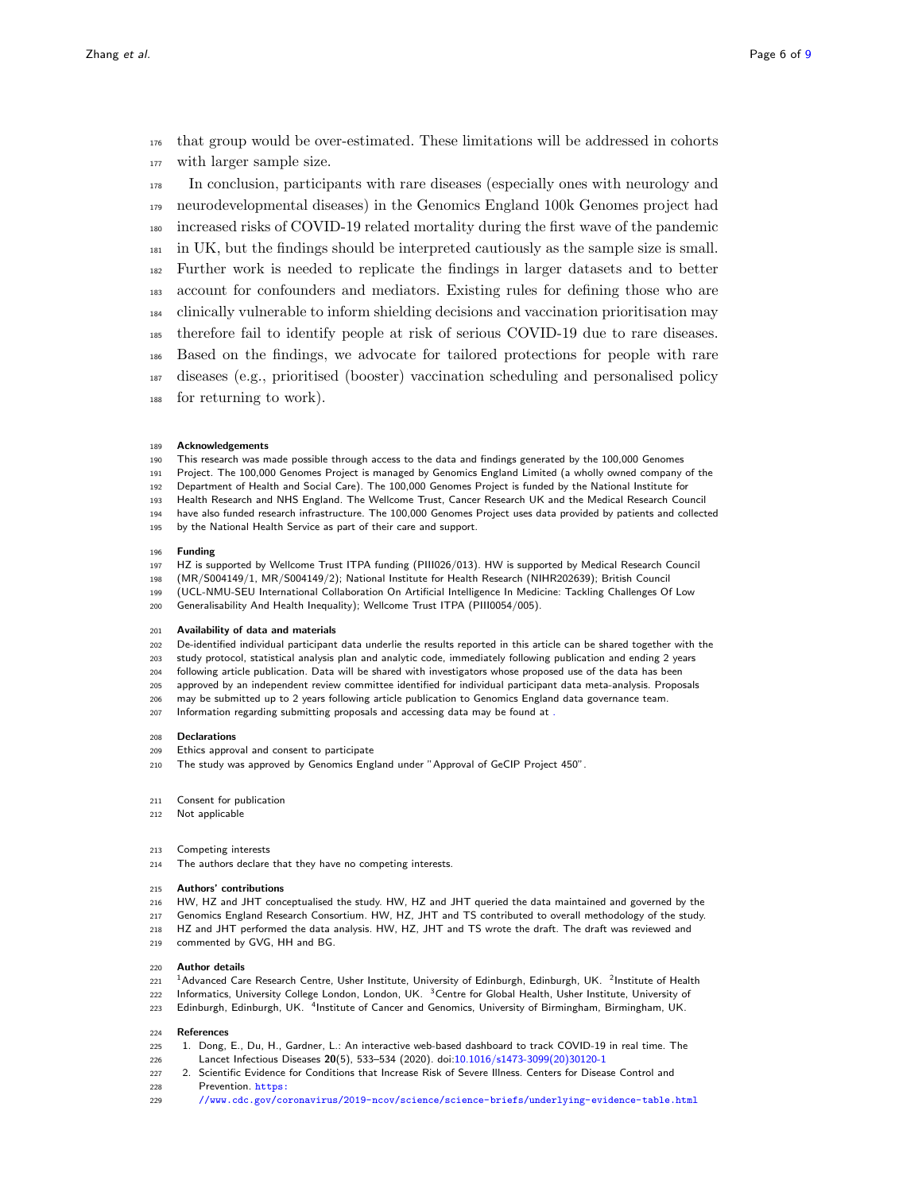that group would be over-estimated. These limitations will be addressed in cohorts with larger sample size.

In conclusion, participants with rare diseases (especially ones with neurology and neurodevelopmental diseases) in the Genomics England 100k Genomes project had increased risks of COVID-19 related mortality during the first wave of the pandemic in UK, but the findings should be interpreted cautiously as the sample size is small. Further work is needed to replicate the findings in larger datasets and to better account for confounders and mediators. Existing rules for defining those who are clinically vulnerable to inform shielding decisions and vaccination prioritisation may therefore fail to identify people at risk of serious COVID-19 due to rare diseases. Based on the findings, we advocate for tailored protections for people with rare diseases (e.g., prioritised (booster) vaccination scheduling and personalised policy for returning to work).

## Acknowledgements

This research was made possible through access to the data and findings generated by the 100,000 Genomes Project. The 100,000 Genomes Project is managed by Genomics England Limited (a wholly owned company of the Department of Health and Social Care). The 100,000 Genomes Project is funded by the National Institute for Health Research and NHS England. The Wellcome Trust, Cancer Research UK and the Medical Research Council have also funded research infrastructure. The 100,000 Genomes Project uses data provided by patients and collected by the National Health Service as part of their care and support.

## Funding

HZ is supported by Wellcome Trust ITPA funding (PIII026/013). HW is supported by Medical Research Council (MR/S004149/1, MR/S004149/2); National Institute for Health Research (NIHR202639); British Council (UCL-NMU-SEU International Collaboration On Artificial Intelligence In Medicine: Tackling Challenges Of Low Generalisability And Health Inequality); Wellcome Trust ITPA (PIII0054/005).

## Availability of data and materials

De-identified individual participant data underlie the results reported in this article can be shared together with the study protocol, statistical analysis plan and analytic code, immediately following publication and ending 2 years following article publication. Data will be shared with investigators whose proposed use of the data has been approved by an independent review committee identified for individual participant data meta-analysis. Proposals may be submitted up to 2 years following article publication to Genomics England data governance team. Information regarding submitting proposals and accessing data may be found at .

## Declarations

Ethics approval and consent to participate

The study was approved by Genomics England under "Approval of GeCIP Project 450".

Consent for publication

Not applicable

Competing interests

The authors declare that they have no competing interests.

## Authors' contributions

HW, HZ and JHT conceptualised the study. HW, HZ and JHT queried the data maintained and governed by the Genomics England Research Consortium. HW, HZ, JHT and TS contributed to overall methodology of the study. HZ and JHT performed the data analysis. HW, HZ, JHT and TS wrote the draft. The draft was reviewed and commented by GVG, HH and BG.

## Author details

[1]Advanced Care Research Centre, Usher Institute, University of Edinburgh, Edinburgh, UK. [2]Institute of Health Informatics, University College London, London, UK. [3]Centre for Global Health, Usher Institute, University of Edinburgh, Edinburgh, UK. [4]Institute of Cancer and Genomics, University of Birmingham, Birmingham, UK.

## References

1. Dong, E., Du, H., Gardner, L.: An interactive web-based dashboard to track COVID-19 in real time. The Lancet Infectious Diseases **20**(5), 533–534 (2020). doi:10.1016/s1473-3099(20)30120-1
2. Scientific Evidence for Conditions that Increase Risk of Severe Illness. Centers for Disease Control and Prevention. https://www.cdc.gov/coronavirus/2019-ncov/science/science-briefs/underlying-evidence-table.html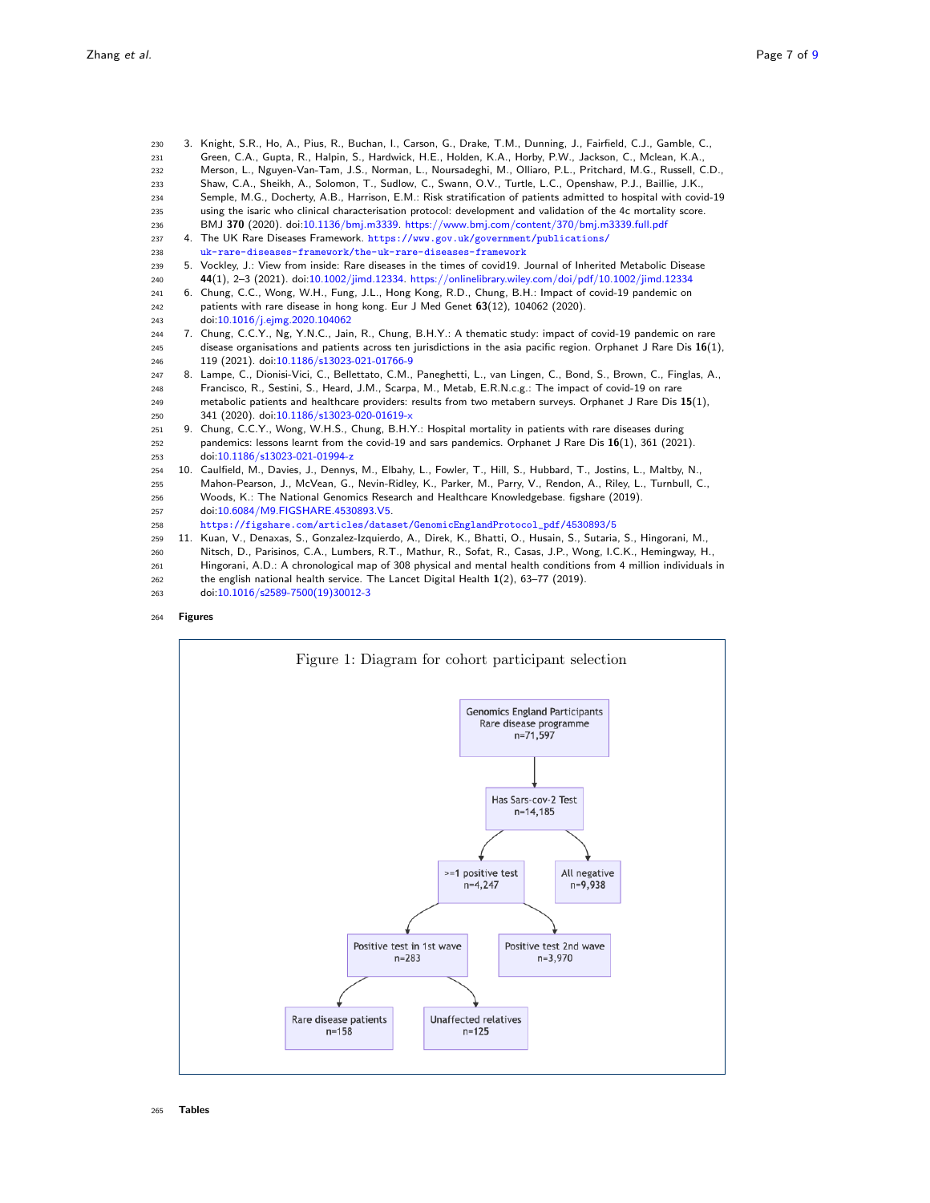3. Knight, S.R., Ho, A., Pius, R., Buchan, I., Carson, G., Drake, T.M., Dunning, J., Fairfield, C.J., Gamble, C., Green, C.A., Gupta, R., Halpin, S., Hardwick, H.E., Holden, K.A., Horby, P.W., Jackson, C., Mclean, K.A., Merson, L., Nguyen-Van-Tam, J.S., Norman, L., Noursadeghi, M., Olliaro, P.L., Pritchard, M.G., Russell, C.D., Shaw, C.A., Sheikh, A., Solomon, T., Sudlow, C., Swann, O.V., Turtle, L.C., Openshaw, P.J., Baillie, J.K., Semple, M.G., Docherty, A.B., Harrison, E.M.: Risk stratification of patients admitted to hospital with covid-19 using the isaric who clinical characterisation protocol: development and validation of the 4c mortality score. BMJ **370** (2020). doi:10.1136/bmj.m3339. https://www.bmj.com/content/370/bmj.m3339.full.pdf
4. The UK Rare Diseases Framework. https://www.gov.uk/government/publications/uk-rare-diseases-framework/the-uk-rare-diseases-framework
5. Vockley, J.: View from inside: Rare diseases in the times of covid19. Journal of Inherited Metabolic Disease **44**(1), 2–3 (2021). doi:10.1002/jimd.12334. https://onlinelibrary.wiley.com/doi/pdf/10.1002/jimd.12334
6. Chung, C.C., Wong, W.H., Fung, J.L., Hong Kong, R.D., Chung, B.H.: Impact of covid-19 pandemic on patients with rare disease in hong kong. Eur J Med Genet **63**(12), 104062 (2020). doi:10.1016/j.ejmg.2020.104062
7. Chung, C.C.Y., Ng, Y.N.C., Jain, R., Chung, B.H.Y.: A thematic study: impact of covid-19 pandemic on rare disease organisations and patients across ten jurisdictions in the asia pacific region. Orphanet J Rare Dis **16**(1), 119 (2021). doi:10.1186/s13023-021-01766-9
8. Lampe, C., Dionisi-Vici, C., Bellettato, C.M., Paneghetti, L., van Lingen, C., Bond, S., Brown, C., Finglas, A., Francisco, R., Sestini, S., Heard, J.M., Scarpa, M., Metab, E.R.N.c.g.: The impact of covid-19 on rare metabolic patients and healthcare providers: results from two metabern surveys. Orphanet J Rare Dis **15**(1), 341 (2020). doi:10.1186/s13023-020-01619-x
9. Chung, C.C.Y., Wong, W.H.S., Chung, B.H.Y.: Hospital mortality in patients with rare diseases during pandemics: lessons learnt from the covid-19 and sars pandemics. Orphanet J Rare Dis **16**(1), 361 (2021). doi:10.1186/s13023-021-01994-z
10. Caulfield, M., Davies, J., Dennys, M., Elbahy, L., Fowler, T., Hill, S., Hubbard, T., Jostins, L., Maltby, N., Mahon-Pearson, J., McVean, G., Nevin-Ridley, K., Parker, M., Parry, V., Rendon, A., Riley, L., Turnbull, C., Woods, K.: The National Genomics Research and Healthcare Knowledgebase. figshare (2019). doi:10.6084/M9.FIGSHARE.4530893.V5. https://figshare.com/articles/dataset/GenomicEnglandProtocol_pdf/4530893/5
11. Kuan, V., Denaxas, S., Gonzalez-Izquierdo, A., Direk, K., Bhatti, O., Husain, S., Sutaria, S., Hingorani, M., Nitsch, D., Parisinos, C.A., Lumbers, R.T., Mathur, R., Sofat, R., Casas, J.P., Wong, I.C.K., Hemingway, H., Hingorani, A.D.: A chronological map of 308 physical and mental health conditions from 4 million individuals in the english national health service. The Lancet Digital Health **1**(2), 63–77 (2019). doi:10.1016/s2589-7500(19)30012-3

## Figures

Figure 1: Diagram for cohort participant selection

Genomics England Participants
Rare disease programme
n=71,597

Has Sars-cov-2 Test
n=14,185

>=1 positive test
n=4,247

All negative
n=9,938

Positive test in 1st wave
n=283

Positive test 2nd wave
n=3,970

Rare disease patients
n=158

Unaffected relatives
n=125

## Tables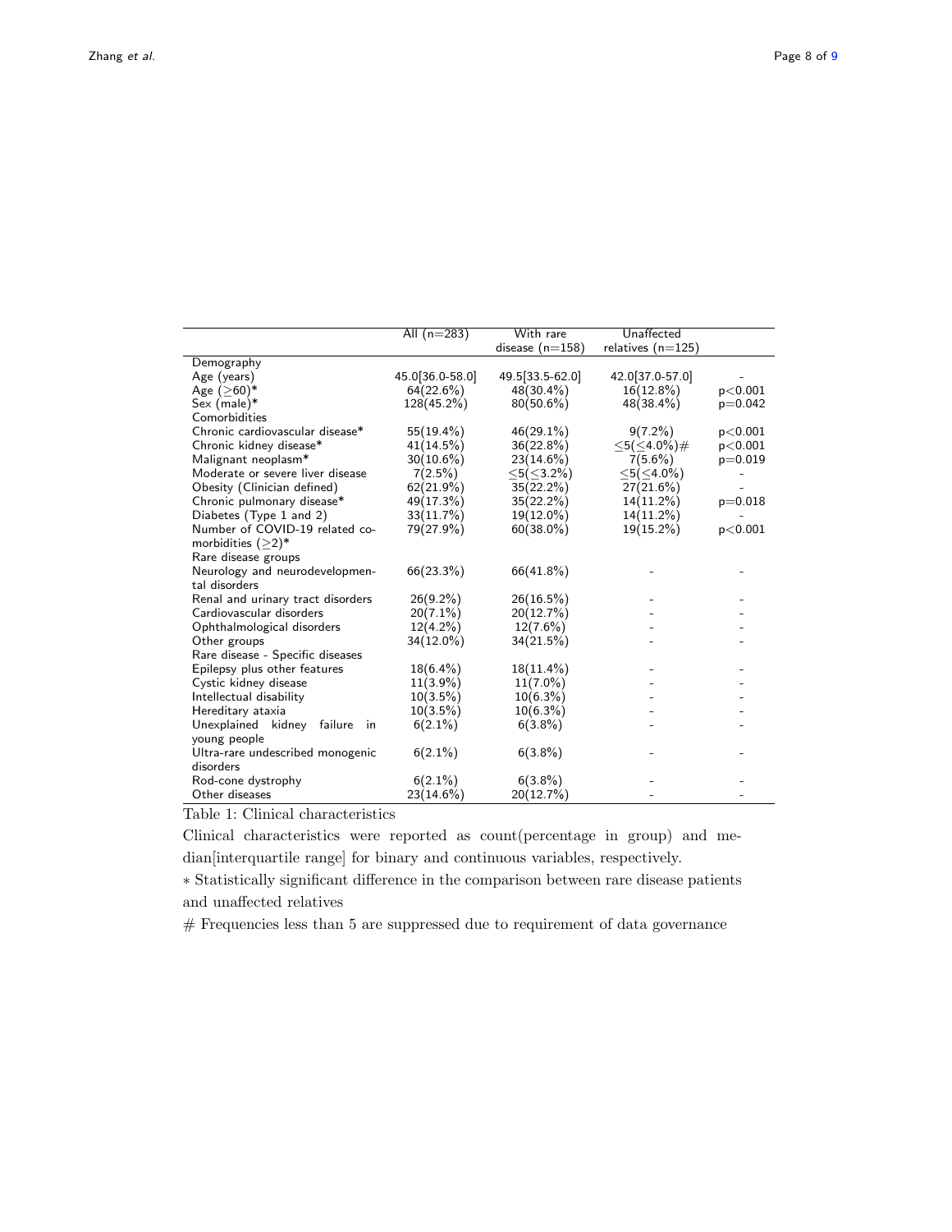| | All (n=283) | With rare disease (n=158) | Unaffected relatives (n=125) | |
|---|---|---|---|---|
| Demography | | | | |
| Age (years) | 45.0[36.0-58.0] | 49.5[33.5-62.0] | 42.0[37.0-57.0] | - |
| Age (≥60)* | 64(22.6%) | 48(30.4%) | 16(12.8%) | p<0.001 |
| Sex (male)* | 128(45.2%) | 80(50.6%) | 48(38.4%) | p=0.042 |
| Comorbidities | | | | |
| Chronic cardiovascular disease* | 55(19.4%) | 46(29.1%) | 9(7.2%) | p<0.001 |
| Chronic kidney disease* | 41(14.5%) | 36(22.8%) | ≤5(≤4.0%)# | p<0.001 |
| Malignant neoplasm* | 30(10.6%) | 23(14.6%) | 7(5.6%) | p=0.019 |
| Moderate or severe liver disease | 7(2.5%) | ≤5(≤3.2%) | ≤5(≤4.0%) | - |
| Obesity (Clinician defined) | 62(21.9%) | 35(22.2%) | 27(21.6%) | - |
| Chronic pulmonary disease* | 49(17.3%) | 35(22.2%) | 14(11.2%) | p=0.018 |
| Diabetes (Type 1 and 2) | 33(11.7%) | 19(12.0%) | 14(11.2%) | - |
| Number of COVID-19 related comorbidities (≥2)* | 79(27.9%) | 60(38.0%) | 19(15.2%) | p<0.001 |
| Rare disease groups | | | | |
| Neurology and neurodevelopmental disorders | 66(23.3%) | 66(41.8%) | - | - |
| Renal and urinary tract disorders | 26(9.2%) | 26(16.5%) | - | - |
| Cardiovascular disorders | 20(7.1%) | 20(12.7%) | - | - |
| Ophthalmological disorders | 12(4.2%) | 12(7.6%) | - | - |
| Other groups | 34(12.0%) | 34(21.5%) | - | - |
| Rare disease - Specific diseases | | | | |
| Epilepsy plus other features | 18(6.4%) | 18(11.4%) | - | - |
| Cystic kidney disease | 11(3.9%) | 11(7.0%) | - | - |
| Intellectual disability | 10(3.5%) | 10(6.3%) | - | - |
| Hereditary ataxia | 10(3.5%) | 10(6.3%) | - | - |
| Unexplained kidney failure in young people | 6(2.1%) | 6(3.8%) | - | - |
| Ultra-rare undescribed monogenic disorders | 6(2.1%) | 6(3.8%) | - | - |
| Rod-cone dystrophy | 6(2.1%) | 6(3.8%) | - | - |
| Other diseases | 23(14.6%) | 20(12.7%) | - | - |

Table 1: Clinical characteristics

Clinical characteristics were reported as count(percentage in group) and median[interquartile range] for binary and continuous variables, respectively.

* Statistically significant difference in the comparison between rare disease patients and unaffected relatives

# Frequencies less than 5 are suppressed due to requirement of data governance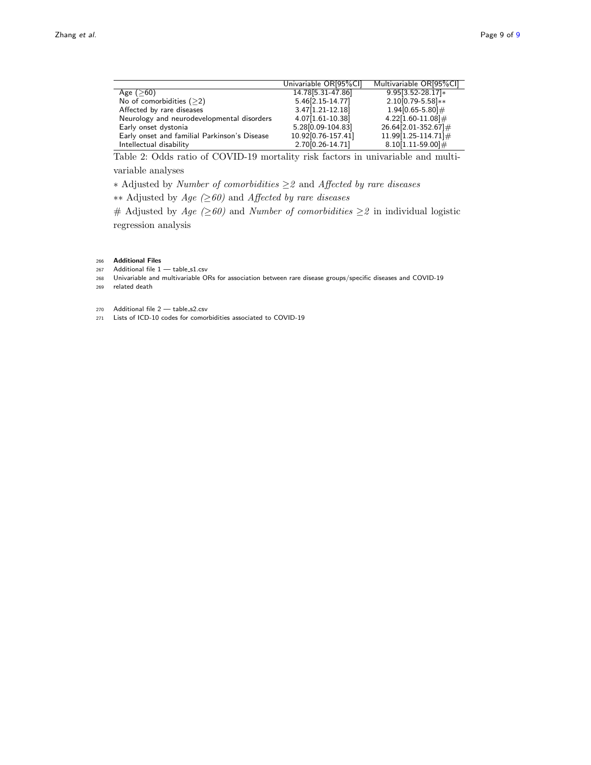| | Univariable OR[95%CI] | Multivariable OR[95%CI] |
|---|---|---|
| Age (≥60) | 14.78[5.31-47.86] | 9.95[3.52-28.17]* |
| No of comorbidities (≥2) | 5.46[2.15-14.77] | 2.10[0.79-5.58]** |
| Affected by rare diseases | 3.47[1.21-12.18] | 1.94[0.65-5.80]# |
| Neurology and neurodevelopmental disorders | 4.07[1.61-10.38] | 4.22[1.60-11.08]# |
| Early onset dystonia | 5.28[0.09-104.83] | 26.64[2.01-352.67]# |
| Early onset and familial Parkinson's Disease | 10.92[0.76-157.41] | 11.99[1.25-114.71]# |
| Intellectual disability | 2.70[0.26-14.71] | 8.10[1.11-59.00]# |

Table 2: Odds ratio of COVID-19 mortality risk factors in univariable and multivariable analyses

* Adjusted by *Number of comorbidities ≥2* and *Affected by rare diseases*

** Adjusted by *Age (≥60)* and *Affected by rare diseases*

# Adjusted by *Age (≥60)* and *Number of comorbidities ≥2* in individual logistic regression analysis

**Additional Files**

Additional file 1 — table_s1.csv

Univariable and multivariable ORs for association between rare disease groups/specific diseases and COVID-19 related death

Additional file 2 — table_s2.csv

Lists of ICD-10 codes for comorbidities associated to COVID-19